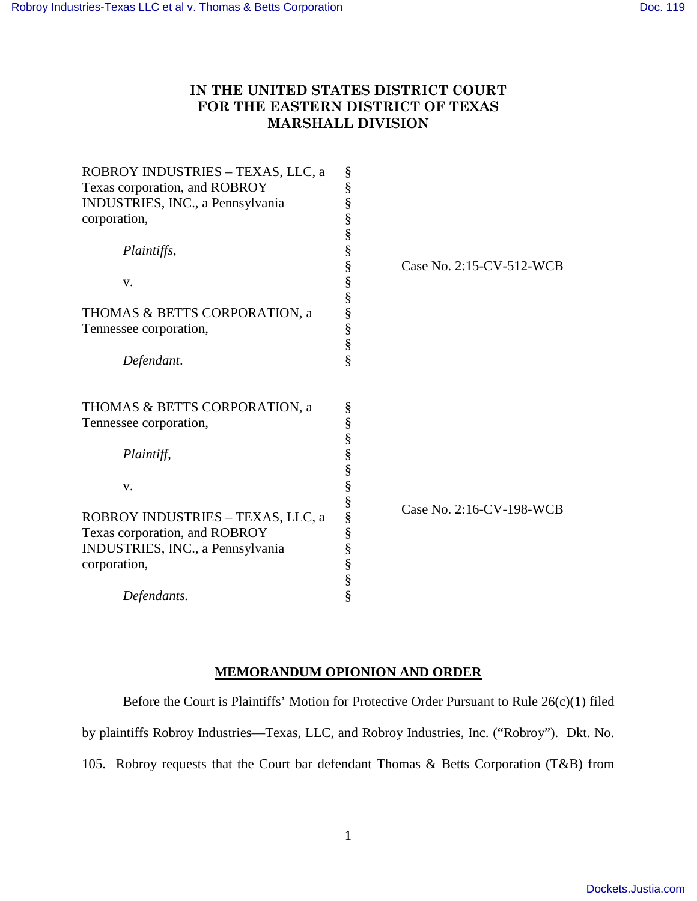# IN THE UNITED STATES DISTRICT COURT FOR THE EASTERN DISTRICT OF TEXAS MARSHALL DIVISION

| | | |
|---|---|---|
| ROBROY INDUSTRIES – TEXAS, LLC, a Texas corporation, and ROBROY INDUSTRIES, INC., a Pennsylvania corporation,<br><br>*Plaintiffs*,<br><br>v.<br><br>THOMAS & BETTS CORPORATION, a Tennessee corporation,<br><br>*Defendant*. | § | Case No. 2:15-CV-512-WCB |
| THOMAS & BETTS CORPORATION, a Tennessee corporation,<br><br>*Plaintiff*,<br><br>v.<br><br>ROBROY INDUSTRIES – TEXAS, LLC, a Texas corporation, and ROBROY INDUSTRIES, INC., a Pennsylvania corporation,<br><br>*Defendants.* | § | Case No. 2:16-CV-198-WCB |

## MEMORANDUM OPIONION AND ORDER

Before the Court is Plaintiffs' Motion for Protective Order Pursuant to Rule 26(c)(1) filed by plaintiffs Robroy Industries—Texas, LLC, and Robroy Industries, Inc. ("Robroy"). Dkt. No. 105. Robroy requests that the Court bar defendant Thomas & Betts Corporation (T&B) from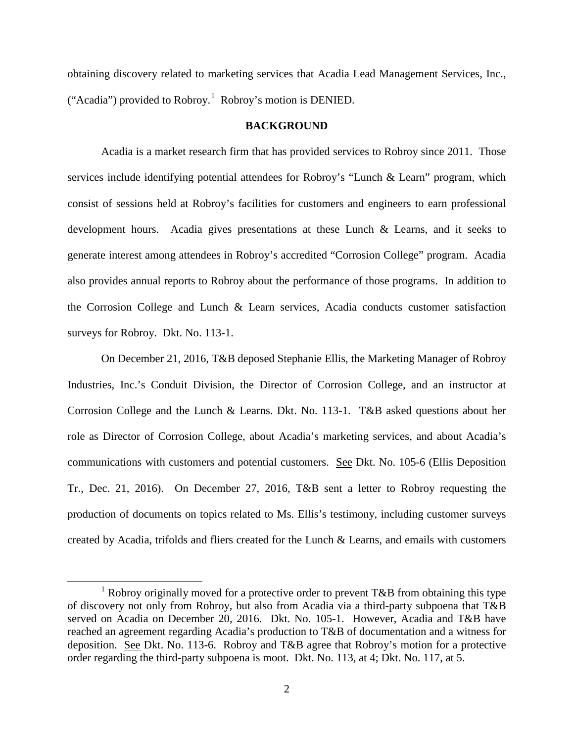obtaining discovery related to marketing services that Acadia Lead Management Services, Inc., ("Acadia") provided to Robroy.[1] Robroy's motion is DENIED.

## BACKGROUND

Acadia is a market research firm that has provided services to Robroy since 2011. Those services include identifying potential attendees for Robroy's "Lunch & Learn" program, which consist of sessions held at Robroy's facilities for customers and engineers to earn professional development hours. Acadia gives presentations at these Lunch & Learns, and it seeks to generate interest among attendees in Robroy's accredited "Corrosion College" program. Acadia also provides annual reports to Robroy about the performance of those programs. In addition to the Corrosion College and Lunch & Learn services, Acadia conducts customer satisfaction surveys for Robroy. Dkt. No. 113-1.

On December 21, 2016, T&B deposed Stephanie Ellis, the Marketing Manager of Robroy Industries, Inc.'s Conduit Division, the Director of Corrosion College, and an instructor at Corrosion College and the Lunch & Learns. Dkt. No. 113-1. T&B asked questions about her role as Director of Corrosion College, about Acadia's marketing services, and about Acadia's communications with customers and potential customers. See Dkt. No. 105-6 (Ellis Deposition Tr., Dec. 21, 2016). On December 27, 2016, T&B sent a letter to Robroy requesting the production of documents on topics related to Ms. Ellis's testimony, including customer surveys created by Acadia, trifolds and fliers created for the Lunch & Learns, and emails with customers

---

[1] Robroy originally moved for a protective order to prevent T&B from obtaining this type of discovery not only from Robroy, but also from Acadia via a third-party subpoena that T&B served on Acadia on December 20, 2016. Dkt. No. 105-1. However, Acadia and T&B have reached an agreement regarding Acadia's production to T&B of documentation and a witness for deposition. See Dkt. No. 113-6. Robroy and T&B agree that Robroy's motion for a protective order regarding the third-party subpoena is moot. Dkt. No. 113, at 4; Dkt. No. 117, at 5.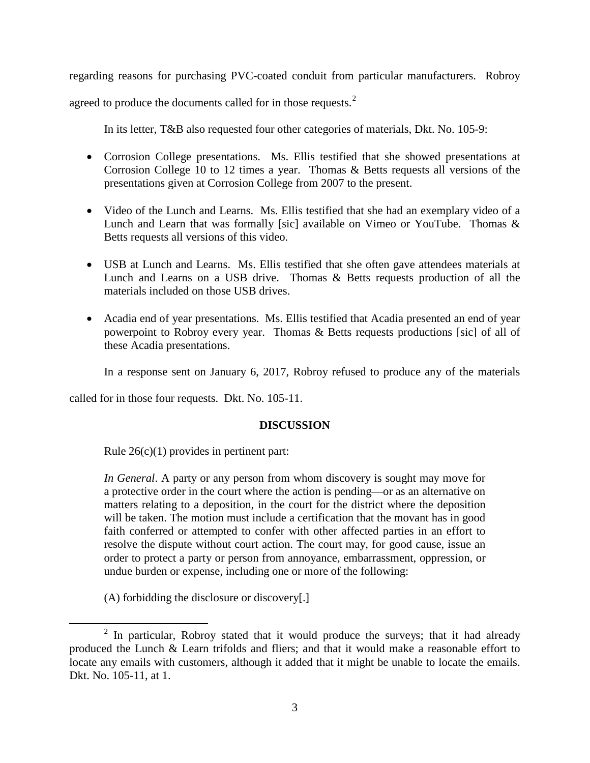regarding reasons for purchasing PVC-coated conduit from particular manufacturers. Robroy agreed to produce the documents called for in those requests.[2]

In its letter, T&B also requested four other categories of materials, Dkt. No. 105-9:

- Corrosion College presentations. Ms. Ellis testified that she showed presentations at Corrosion College 10 to 12 times a year. Thomas & Betts requests all versions of the presentations given at Corrosion College from 2007 to the present.
- Video of the Lunch and Learns. Ms. Ellis testified that she had an exemplary video of a Lunch and Learn that was formally [sic] available on Vimeo or YouTube. Thomas & Betts requests all versions of this video.
- USB at Lunch and Learns. Ms. Ellis testified that she often gave attendees materials at Lunch and Learns on a USB drive. Thomas & Betts requests production of all the materials included on those USB drives.
- Acadia end of year presentations. Ms. Ellis testified that Acadia presented an end of year powerpoint to Robroy every year. Thomas & Betts requests productions [sic] of all of these Acadia presentations.

In a response sent on January 6, 2017, Robroy refused to produce any of the materials called for in those four requests. Dkt. No. 105-11.

## DISCUSSION

Rule 26(c)(1) provides in pertinent part:

> *In General*. A party or any person from whom discovery is sought may move for a protective order in the court where the action is pending—or as an alternative on matters relating to a deposition, in the court for the district where the deposition will be taken. The motion must include a certification that the movant has in good faith conferred or attempted to confer with other affected parties in an effort to resolve the dispute without court action. The court may, for good cause, issue an order to protect a party or person from annoyance, embarrassment, oppression, or undue burden or expense, including one or more of the following:
>
> (A) forbidding the disclosure or discovery[.]

---

[2] In particular, Robroy stated that it would produce the surveys; that it had already produced the Lunch & Learn trifolds and fliers; and that it would make a reasonable effort to locate any emails with customers, although it added that it might be unable to locate the emails. Dkt. No. 105-11, at 1.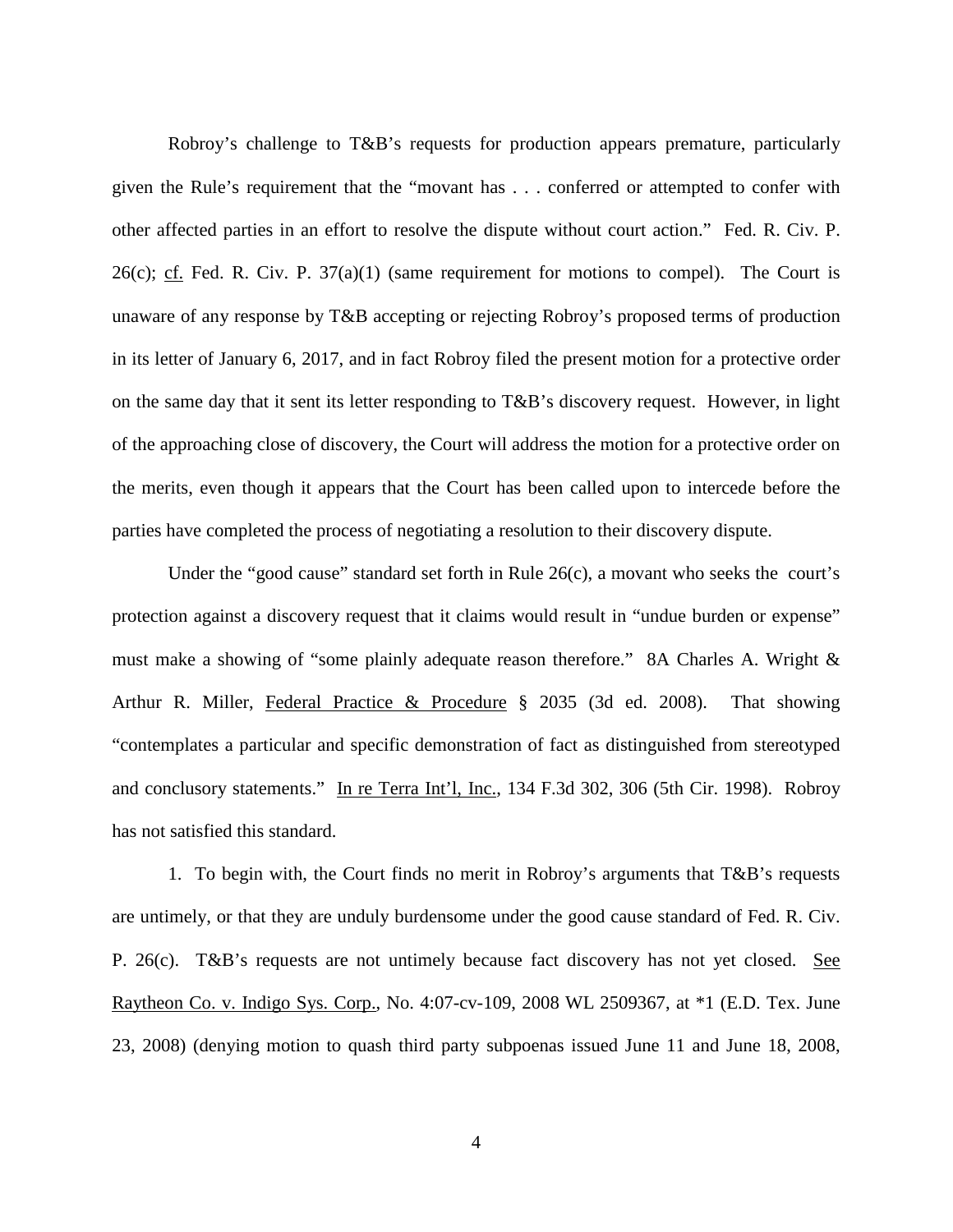Robroy's challenge to T&B's requests for production appears premature, particularly given the Rule's requirement that the "movant has . . . conferred or attempted to confer with other affected parties in an effort to resolve the dispute without court action." Fed. R. Civ. P. 26(c); cf. Fed. R. Civ. P. 37(a)(1) (same requirement for motions to compel). The Court is unaware of any response by T&B accepting or rejecting Robroy's proposed terms of production in its letter of January 6, 2017, and in fact Robroy filed the present motion for a protective order on the same day that it sent its letter responding to T&B's discovery request. However, in light of the approaching close of discovery, the Court will address the motion for a protective order on the merits, even though it appears that the Court has been called upon to intercede before the parties have completed the process of negotiating a resolution to their discovery dispute.

Under the "good cause" standard set forth in Rule 26(c), a movant who seeks the court's protection against a discovery request that it claims would result in "undue burden or expense" must make a showing of "some plainly adequate reason therefore." 8A Charles A. Wright & Arthur R. Miller, Federal Practice & Procedure § 2035 (3d ed. 2008). That showing "contemplates a particular and specific demonstration of fact as distinguished from stereotyped and conclusory statements." In re Terra Int'l, Inc., 134 F.3d 302, 306 (5th Cir. 1998). Robroy has not satisfied this standard.

1. To begin with, the Court finds no merit in Robroy's arguments that T&B's requests are untimely, or that they are unduly burdensome under the good cause standard of Fed. R. Civ. P. 26(c). T&B's requests are not untimely because fact discovery has not yet closed. See Raytheon Co. v. Indigo Sys. Corp., No. 4:07-cv-109, 2008 WL 2509367, at *1 (E.D. Tex. June 23, 2008) (denying motion to quash third party subpoenas issued June 11 and June 18, 2008,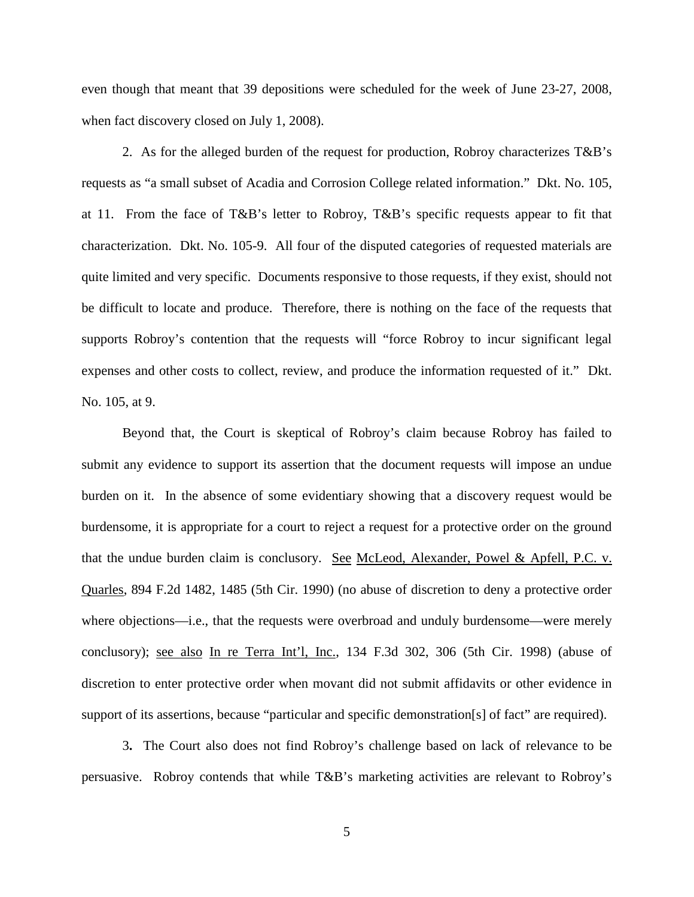even though that meant that 39 depositions were scheduled for the week of June 23-27, 2008, when fact discovery closed on July 1, 2008).

2. As for the alleged burden of the request for production, Robroy characterizes T&B's requests as "a small subset of Acadia and Corrosion College related information." Dkt. No. 105, at 11. From the face of T&B's letter to Robroy, T&B's specific requests appear to fit that characterization. Dkt. No. 105-9. All four of the disputed categories of requested materials are quite limited and very specific. Documents responsive to those requests, if they exist, should not be difficult to locate and produce. Therefore, there is nothing on the face of the requests that supports Robroy's contention that the requests will "force Robroy to incur significant legal expenses and other costs to collect, review, and produce the information requested of it." Dkt. No. 105, at 9.

Beyond that, the Court is skeptical of Robroy's claim because Robroy has failed to submit any evidence to support its assertion that the document requests will impose an undue burden on it. In the absence of some evidentiary showing that a discovery request would be burdensome, it is appropriate for a court to reject a request for a protective order on the ground that the undue burden claim is conclusory. See McLeod, Alexander, Powel & Apfell, P.C. v. Quarles, 894 F.2d 1482, 1485 (5th Cir. 1990) (no abuse of discretion to deny a protective order where objections—i.e., that the requests were overbroad and unduly burdensome—were merely conclusory); see also In re Terra Int'l, Inc., 134 F.3d 302, 306 (5th Cir. 1998) (abuse of discretion to enter protective order when movant did not submit affidavits or other evidence in support of its assertions, because "particular and specific demonstration[s] of fact" are required).

3. The Court also does not find Robroy's challenge based on lack of relevance to be persuasive. Robroy contends that while T&B's marketing activities are relevant to Robroy's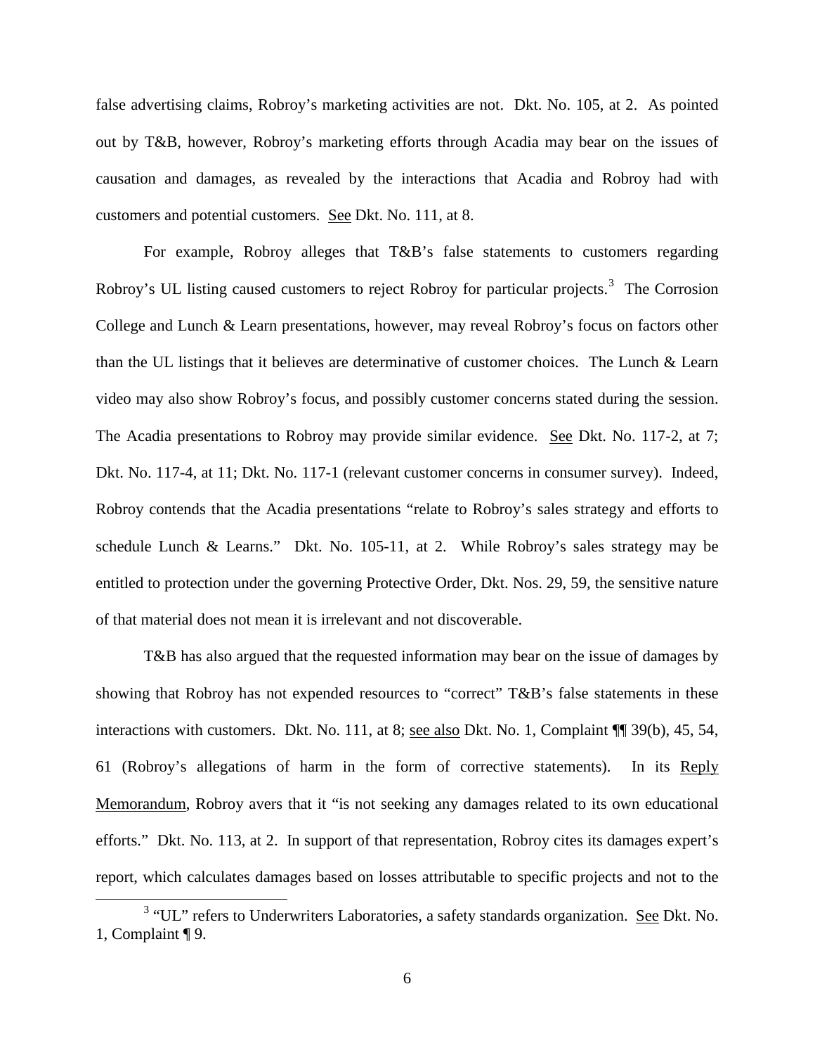false advertising claims, Robroy's marketing activities are not. Dkt. No. 105, at 2. As pointed out by T&B, however, Robroy's marketing efforts through Acadia may bear on the issues of causation and damages, as revealed by the interactions that Acadia and Robroy had with customers and potential customers. See Dkt. No. 111, at 8.

For example, Robroy alleges that T&B's false statements to customers regarding Robroy's UL listing caused customers to reject Robroy for particular projects.[3] The Corrosion College and Lunch & Learn presentations, however, may reveal Robroy's focus on factors other than the UL listings that it believes are determinative of customer choices. The Lunch & Learn video may also show Robroy's focus, and possibly customer concerns stated during the session. The Acadia presentations to Robroy may provide similar evidence. See Dkt. No. 117-2, at 7; Dkt. No. 117-4, at 11; Dkt. No. 117-1 (relevant customer concerns in consumer survey). Indeed, Robroy contends that the Acadia presentations "relate to Robroy's sales strategy and efforts to schedule Lunch & Learns." Dkt. No. 105-11, at 2. While Robroy's sales strategy may be entitled to protection under the governing Protective Order, Dkt. Nos. 29, 59, the sensitive nature of that material does not mean it is irrelevant and not discoverable.

T&B has also argued that the requested information may bear on the issue of damages by showing that Robroy has not expended resources to "correct" T&B's false statements in these interactions with customers. Dkt. No. 111, at 8; see also Dkt. No. 1, Complaint ¶¶ 39(b), 45, 54, 61 (Robroy's allegations of harm in the form of corrective statements). In its Reply Memorandum, Robroy avers that it "is not seeking any damages related to its own educational efforts." Dkt. No. 113, at 2. In support of that representation, Robroy cites its damages expert's report, which calculates damages based on losses attributable to specific projects and not to the

[3] "UL" refers to Underwriters Laboratories, a safety standards organization. See Dkt. No. 1, Complaint ¶ 9.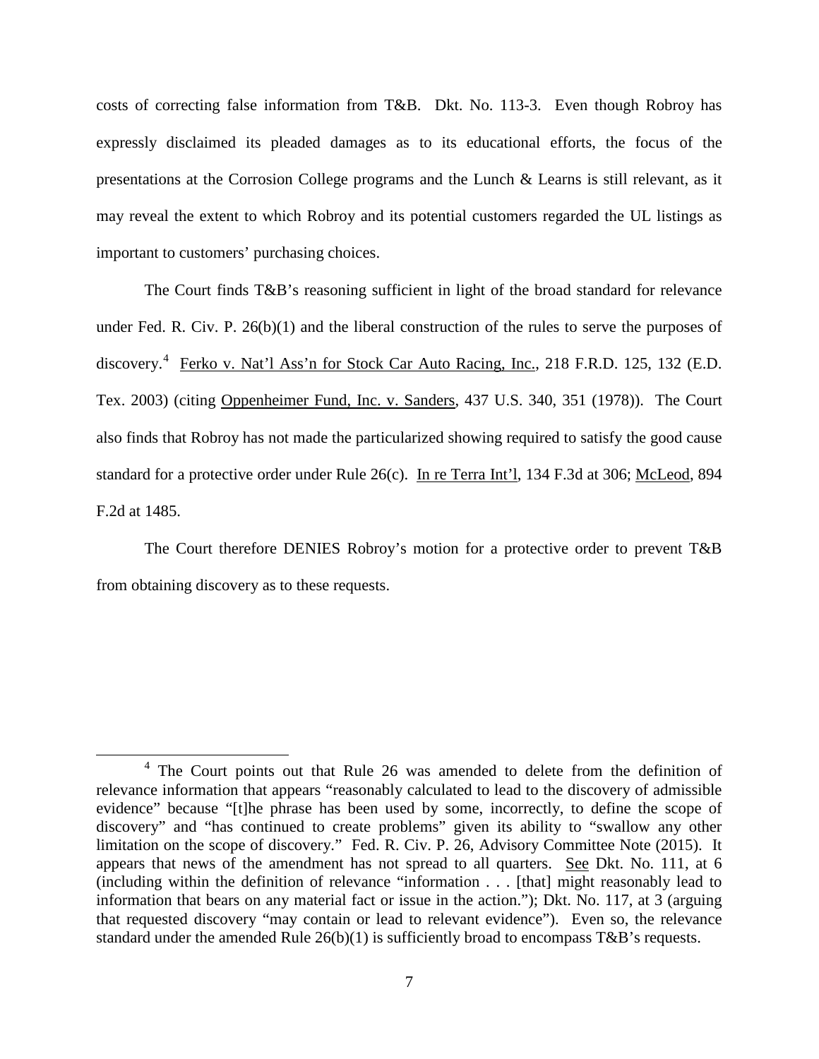costs of correcting false information from T&B. Dkt. No. 113-3. Even though Robroy has expressly disclaimed its pleaded damages as to its educational efforts, the focus of the presentations at the Corrosion College programs and the Lunch & Learns is still relevant, as it may reveal the extent to which Robroy and its potential customers regarded the UL listings as important to customers' purchasing choices.

The Court finds T&B's reasoning sufficient in light of the broad standard for relevance under Fed. R. Civ. P. 26(b)(1) and the liberal construction of the rules to serve the purposes of discovery.[4] Ferko v. Nat'l Ass'n for Stock Car Auto Racing, Inc., 218 F.R.D. 125, 132 (E.D. Tex. 2003) (citing Oppenheimer Fund, Inc. v. Sanders, 437 U.S. 340, 351 (1978)). The Court also finds that Robroy has not made the particularized showing required to satisfy the good cause standard for a protective order under Rule 26(c). In re Terra Int'l, 134 F.3d at 306; McLeod, 894 F.2d at 1485.

The Court therefore DENIES Robroy's motion for a protective order to prevent T&B from obtaining discovery as to these requests.

---

[4] The Court points out that Rule 26 was amended to delete from the definition of relevance information that appears "reasonably calculated to lead to the discovery of admissible evidence" because "[t]he phrase has been used by some, incorrectly, to define the scope of discovery" and "has continued to create problems" given its ability to "swallow any other limitation on the scope of discovery." Fed. R. Civ. P. 26, Advisory Committee Note (2015). It appears that news of the amendment has not spread to all quarters. See Dkt. No. 111, at 6 (including within the definition of relevance "information . . . [that] might reasonably lead to information that bears on any material fact or issue in the action."); Dkt. No. 117, at 3 (arguing that requested discovery "may contain or lead to relevant evidence"). Even so, the relevance standard under the amended Rule 26(b)(1) is sufficiently broad to encompass T&B's requests.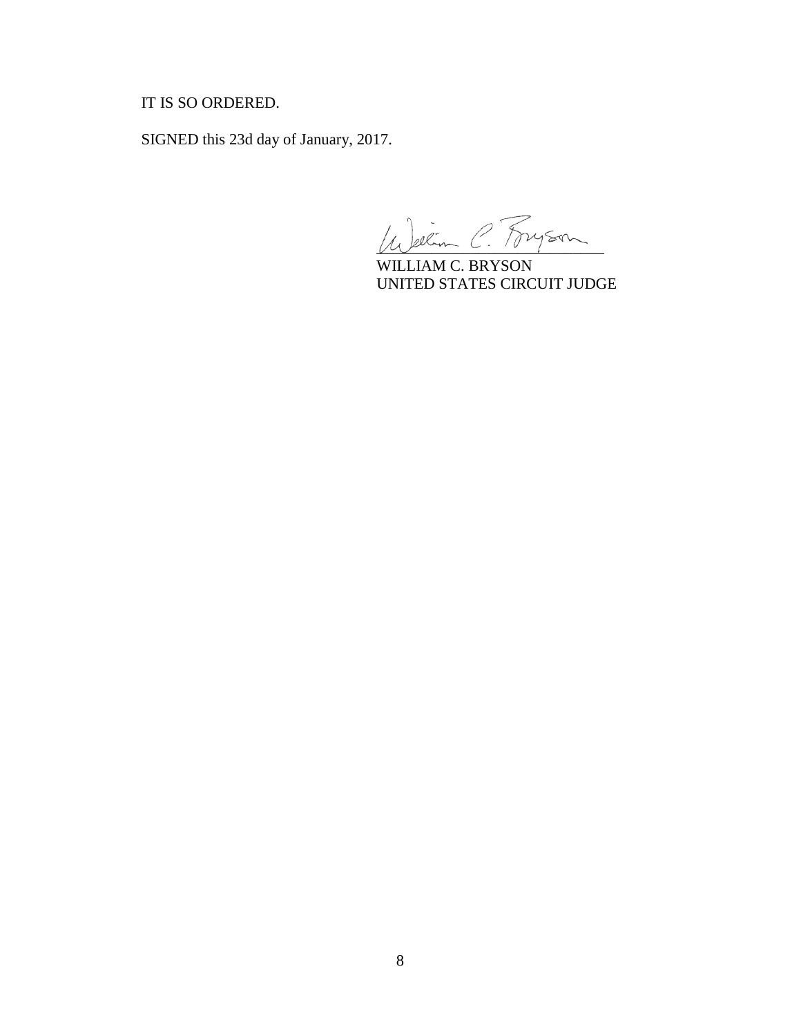IT IS SO ORDERED.

SIGNED this 23d day of January, 2017.

WILLIAM C. BRYSON
UNITED STATES CIRCUIT JUDGE